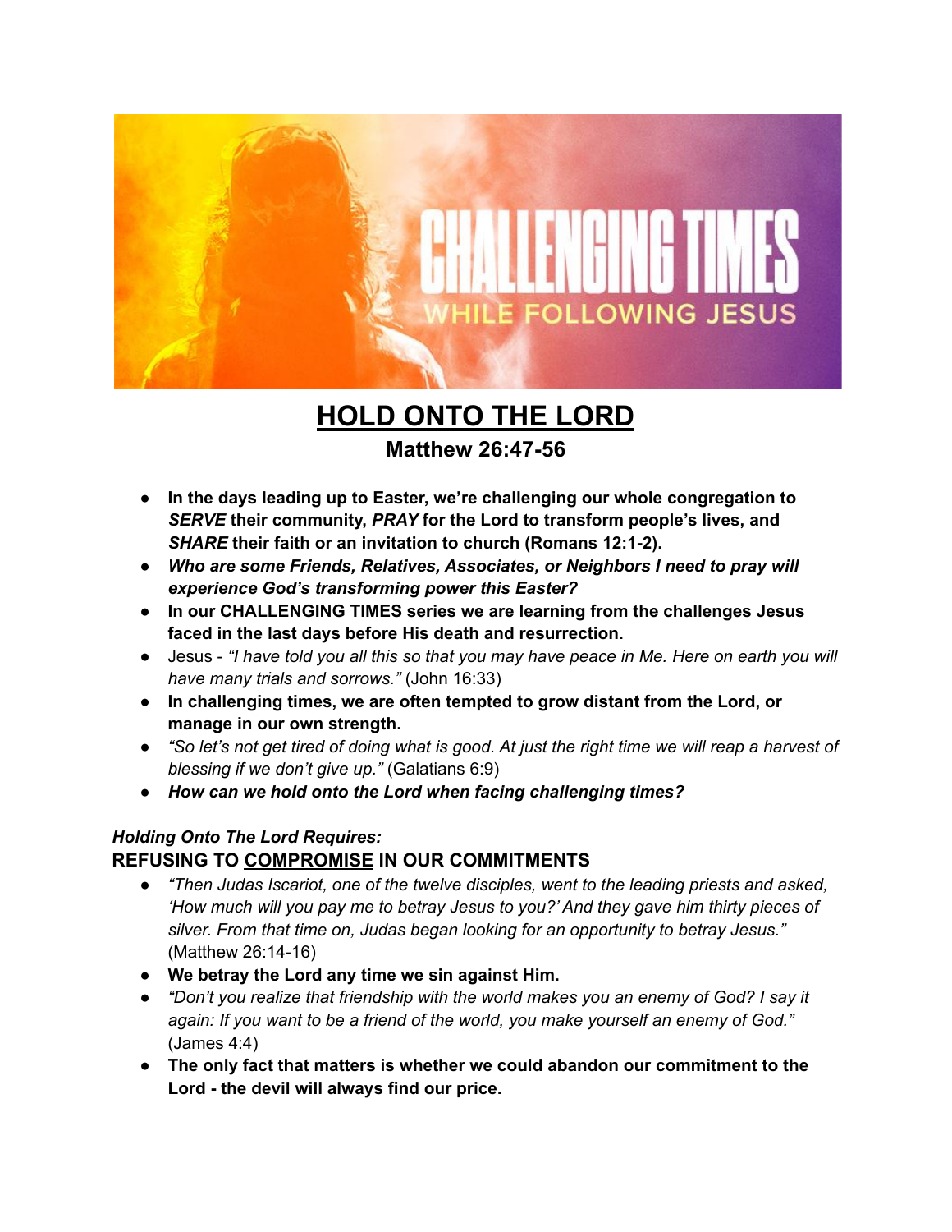# HOLD ONTO THE LORD

## Matthew 26:47-56

- **In the days leading up to Easter, we're challenging our whole congregation to *SERVE* their community, *PRAY* for the Lord to transform people's lives, and *SHARE* their faith or an invitation to church (Romans 12:1-2).**
- ***Who are some Friends, Relatives, Associates, or Neighbors I need to pray will experience God's transforming power this Easter?***
- **In our CHALLENGING TIMES series we are learning from the challenges Jesus faced in the last days before His death and resurrection.**
- Jesus - *"I have told you all this so that you may have peace in Me. Here on earth you will have many trials and sorrows."* (John 16:33)
- **In challenging times, we are often tempted to grow distant from the Lord, or manage in our own strength.**
- *"So let's not get tired of doing what is good. At just the right time we will reap a harvest of blessing if we don't give up."* (Galatians 6:9)
- ***How can we hold onto the Lord when facing challenging times?***

***Holding Onto The Lord Requires:***

**REFUSING TO <u>COMPROMISE</u> IN OUR COMMITMENTS**

- *"Then Judas Iscariot, one of the twelve disciples, went to the leading priests and asked, 'How much will you pay me to betray Jesus to you?' And they gave him thirty pieces of silver. From that time on, Judas began looking for an opportunity to betray Jesus."* (Matthew 26:14-16)
- **We betray the Lord any time we sin against Him.**
- *"Don't you realize that friendship with the world makes you an enemy of God? I say it again: If you want to be a friend of the world, you make yourself an enemy of God."* (James 4:4)
- **The only fact that matters is whether we could abandon our commitment to the Lord - the devil will always find our price.**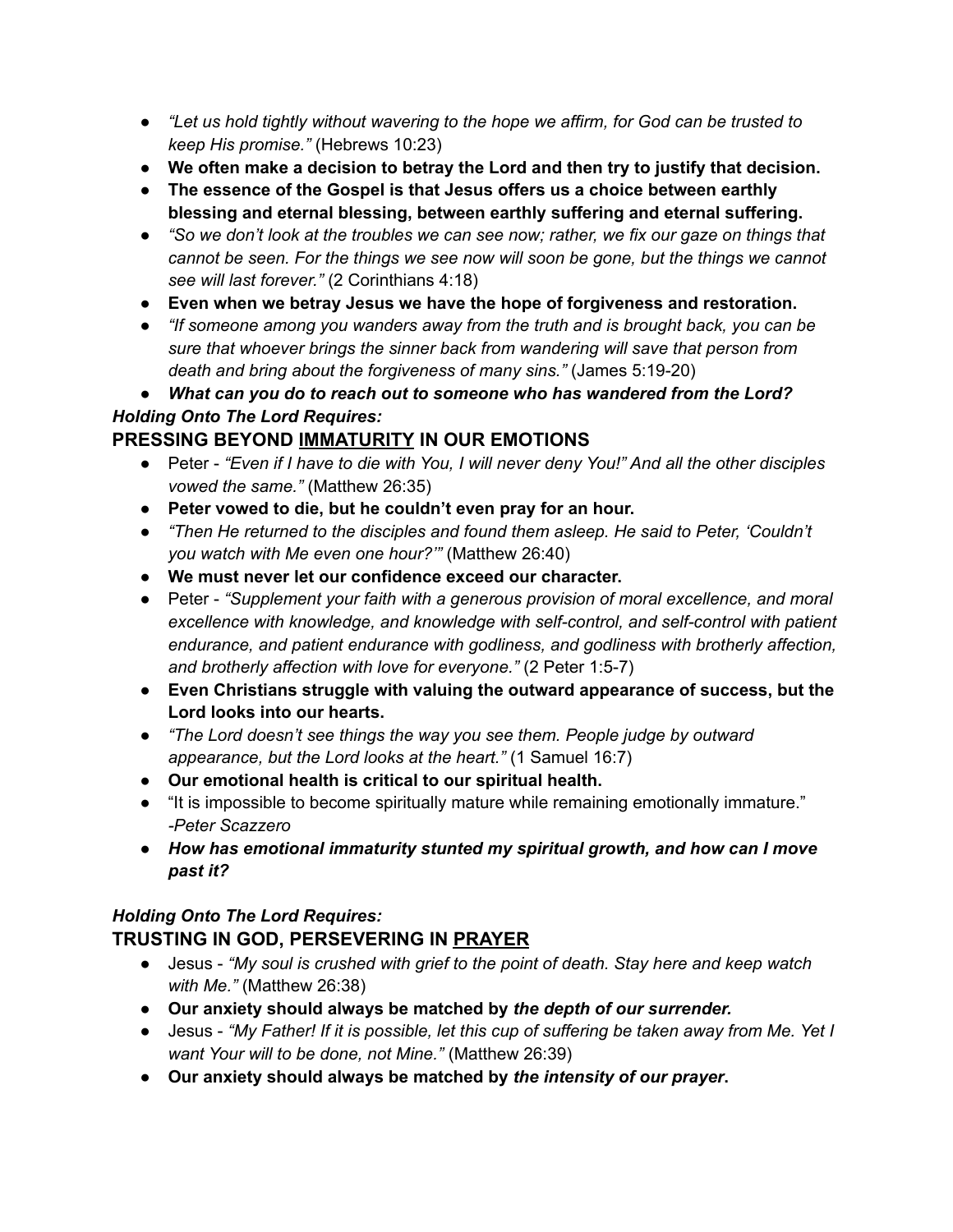- *"Let us hold tightly without wavering to the hope we affirm, for God can be trusted to keep His promise."* (Hebrews 10:23)
- **We often make a decision to betray the Lord and then try to justify that decision.**
- **The essence of the Gospel is that Jesus offers us a choice between earthly blessing and eternal blessing, between earthly suffering and eternal suffering.**
- *"So we don't look at the troubles we can see now; rather, we fix our gaze on things that cannot be seen. For the things we see now will soon be gone, but the things we cannot see will last forever."* (2 Corinthians 4:18)
- **Even when we betray Jesus we have the hope of forgiveness and restoration.**
- *"If someone among you wanders away from the truth and is brought back, you can be sure that whoever brings the sinner back from wandering will save that person from death and bring about the forgiveness of many sins."* (James 5:19-20)
- ***What can you do to reach out to someone who has wandered from the Lord?***

***Holding Onto The Lord Requires:***

## PRESSING BEYOND <u>IMMATURITY</u> IN OUR EMOTIONS

- Peter - *"Even if I have to die with You, I will never deny You!" And all the other disciples vowed the same."* (Matthew 26:35)
- **Peter vowed to die, but he couldn't even pray for an hour.**
- *"Then He returned to the disciples and found them asleep. He said to Peter, 'Couldn't you watch with Me even one hour?'"* (Matthew 26:40)
- **We must never let our confidence exceed our character.**
- Peter - *"Supplement your faith with a generous provision of moral excellence, and moral excellence with knowledge, and knowledge with self-control, and self-control with patient endurance, and patient endurance with godliness, and godliness with brotherly affection, and brotherly affection with love for everyone."* (2 Peter 1:5-7)
- **Even Christians struggle with valuing the outward appearance of success, but the Lord looks into our hearts.**
- *"The Lord doesn't see things the way you see them. People judge by outward appearance, but the Lord looks at the heart."* (1 Samuel 16:7)
- **Our emotional health is critical to our spiritual health.**
- "It is impossible to become spiritually mature while remaining emotionally immature." *-Peter Scazzero*
- ***How has emotional immaturity stunted my spiritual growth, and how can I move past it?***

***Holding Onto The Lord Requires:***

## TRUSTING IN GOD, PERSEVERING IN <u>PRAYER</u>

- Jesus - *"My soul is crushed with grief to the point of death. Stay here and keep watch with Me."* (Matthew 26:38)
- **Our anxiety should always be matched by *the depth of our surrender.***
- Jesus - *"My Father! If it is possible, let this cup of suffering be taken away from Me. Yet I want Your will to be done, not Mine."* (Matthew 26:39)
- **Our anxiety should always be matched by *the intensity of our prayer*.**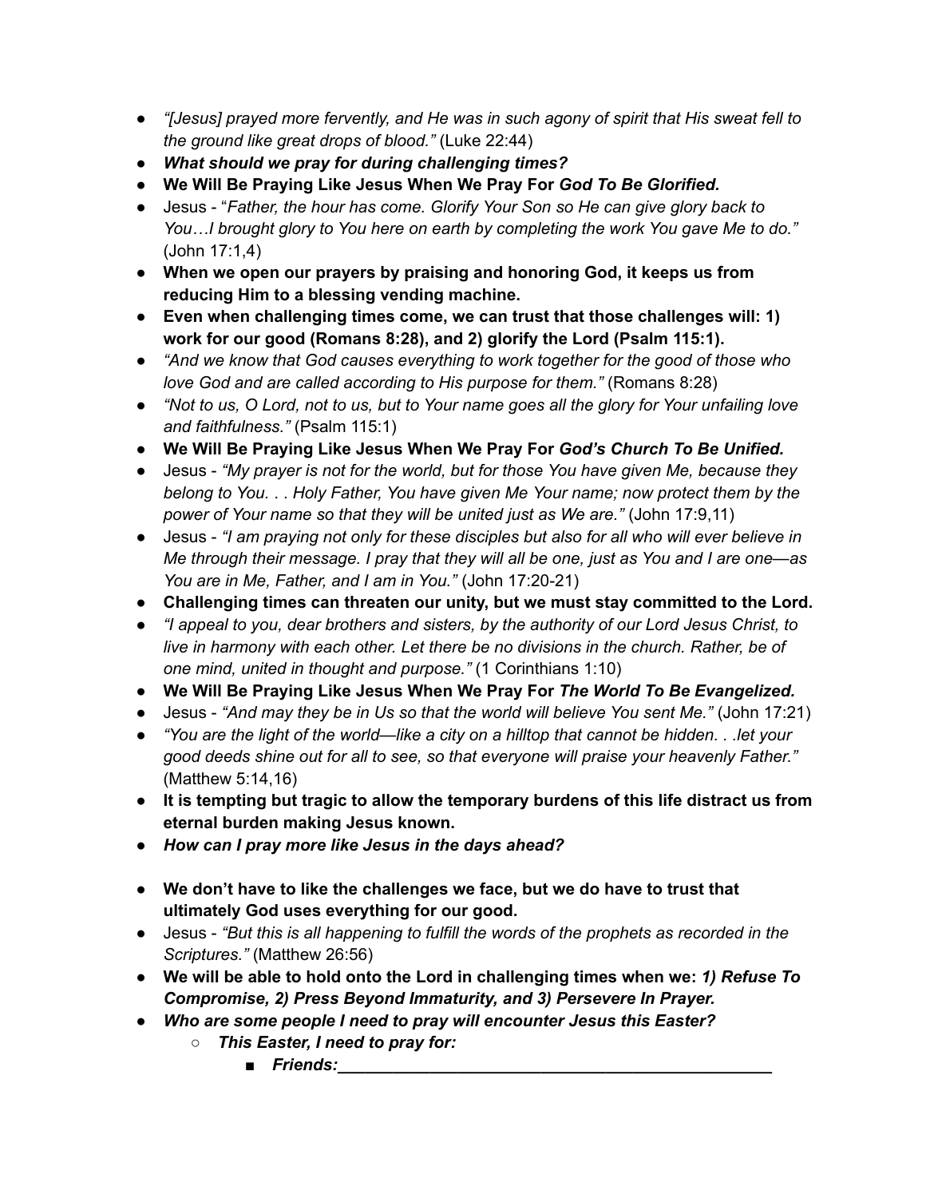- *"[Jesus] prayed more fervently, and He was in such agony of spirit that His sweat fell to the ground like great drops of blood."* (Luke 22:44)
- ***What should we pray for during challenging times?***
- **We Will Be Praying Like Jesus When We Pray For *God To Be Glorified.***
- Jesus - "*Father, the hour has come. Glorify Your Son so He can give glory back to You…I brought glory to You here on earth by completing the work You gave Me to do."* (John 17:1,4)
- **When we open our prayers by praising and honoring God, it keeps us from reducing Him to a blessing vending machine.**
- **Even when challenging times come, we can trust that those challenges will: 1) work for our good (Romans 8:28), and 2) glorify the Lord (Psalm 115:1).**
- *"And we know that God causes everything to work together for the good of those who love God and are called according to His purpose for them."* (Romans 8:28)
- *"Not to us, O Lord, not to us, but to Your name goes all the glory for Your unfailing love and faithfulness."* (Psalm 115:1)
- **We Will Be Praying Like Jesus When We Pray For *God's Church To Be Unified.***
- Jesus - *"My prayer is not for the world, but for those You have given Me, because they belong to You. . . Holy Father, You have given Me Your name; now protect them by the power of Your name so that they will be united just as We are."* (John 17:9,11)
- Jesus - *"I am praying not only for these disciples but also for all who will ever believe in Me through their message. I pray that they will all be one, just as You and I are one—as You are in Me, Father, and I am in You."* (John 17:20-21)
- **Challenging times can threaten our unity, but we must stay committed to the Lord.**
- *"I appeal to you, dear brothers and sisters, by the authority of our Lord Jesus Christ, to live in harmony with each other. Let there be no divisions in the church. Rather, be of one mind, united in thought and purpose."* (1 Corinthians 1:10)
- **We Will Be Praying Like Jesus When We Pray For *The World To Be Evangelized.***
- Jesus - *"And may they be in Us so that the world will believe You sent Me."* (John 17:21)
- *"You are the light of the world—like a city on a hilltop that cannot be hidden. . .let your good deeds shine out for all to see, so that everyone will praise your heavenly Father."* (Matthew 5:14,16)
- **It is tempting but tragic to allow the temporary burdens of this life distract us from eternal burden making Jesus known.**
- ***How can I pray more like Jesus in the days ahead?***

- **We don't have to like the challenges we face, but we do have to trust that ultimately God uses everything for our good.**
- Jesus - *"But this is all happening to fulfill the words of the prophets as recorded in the Scriptures."* (Matthew 26:56)
- **We will be able to hold onto the Lord in challenging times when we: *1) Refuse To Compromise, 2) Press Beyond Immaturity, and 3) Persevere In Prayer.***
- ***Who are some people I need to pray will encounter Jesus this Easter?***
  - ***This Easter, I need to pray for:***
    - ***Friends:_______________________________________________***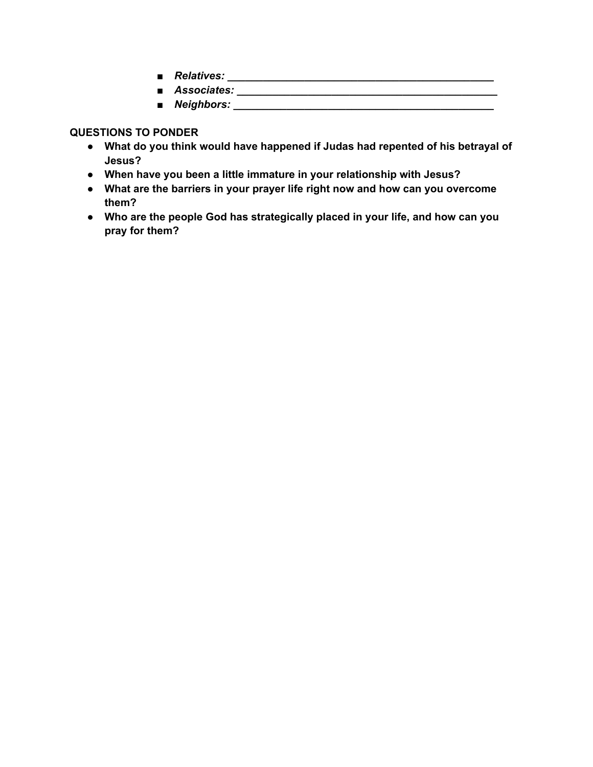- ***Relatives:*** **_____________________________________________**
- ***Associates:*** **_____________________________________________**
- ***Neighbors:*** **_____________________________________________**

**QUESTIONS TO PONDER**

- **What do you think would have happened if Judas had repented of his betrayal of Jesus?**
- **When have you been a little immature in your relationship with Jesus?**
- **What are the barriers in your prayer life right now and how can you overcome them?**
- **Who are the people God has strategically placed in your life, and how can you pray for them?**